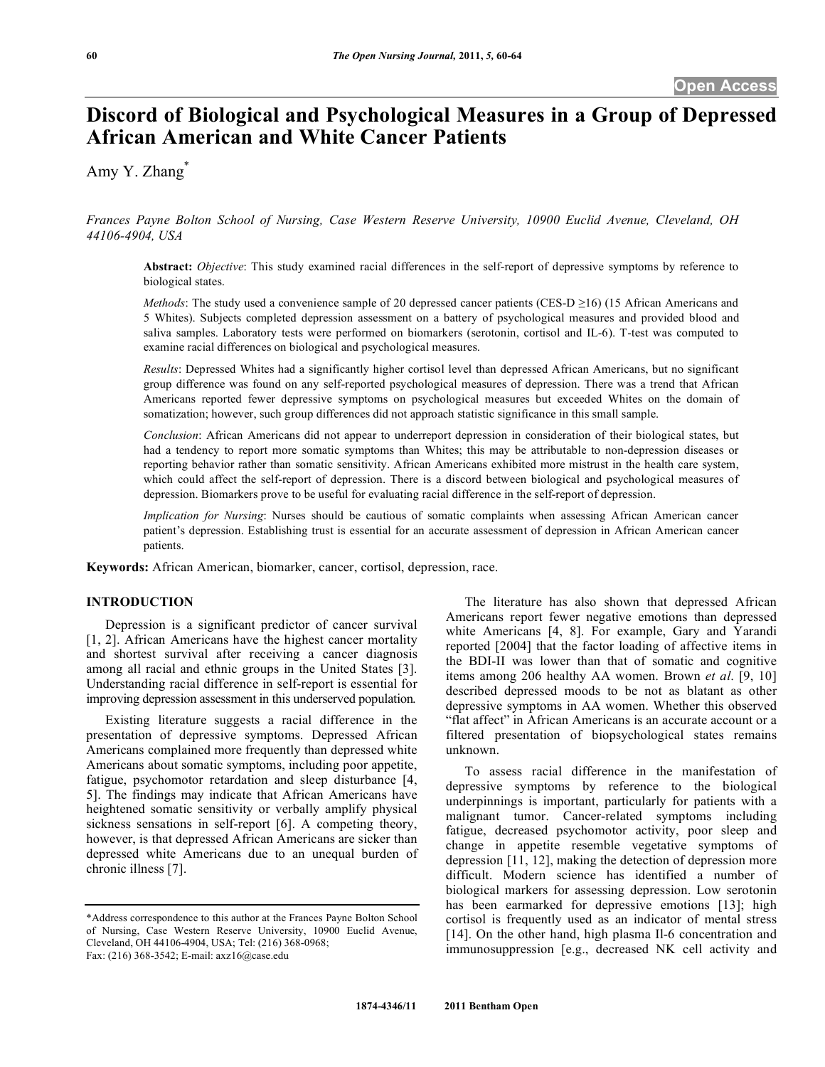# Discord of Biological and Psychological Measures in a Group of Depressed African American and White Cancer Patients

Amy Y. Zhang[*]

*Frances Payne Bolton School of Nursing, Case Western Reserve University, 10900 Euclid Avenue, Cleveland, OH 44106-4904, USA*

**Abstract:** *Objective*: This study examined racial differences in the self-report of depressive symptoms by reference to biological states.

*Methods*: The study used a convenience sample of 20 depressed cancer patients (CES-D ≥16) (15 African Americans and 5 Whites). Subjects completed depression assessment on a battery of psychological measures and provided blood and saliva samples. Laboratory tests were performed on biomarkers (serotonin, cortisol and IL-6). T-test was computed to examine racial differences on biological and psychological measures.

*Results*: Depressed Whites had a significantly higher cortisol level than depressed African Americans, but no significant group difference was found on any self-reported psychological measures of depression. There was a trend that African Americans reported fewer depressive symptoms on psychological measures but exceeded Whites on the domain of somatization; however, such group differences did not approach statistic significance in this small sample.

*Conclusion*: African Americans did not appear to underreport depression in consideration of their biological states, but had a tendency to report more somatic symptoms than Whites; this may be attributable to non-depression diseases or reporting behavior rather than somatic sensitivity. African Americans exhibited more mistrust in the health care system, which could affect the self-report of depression. There is a discord between biological and psychological measures of depression. Biomarkers prove to be useful for evaluating racial difference in the self-report of depression.

*Implication for Nursing*: Nurses should be cautious of somatic complaints when assessing African American cancer patient's depression. Establishing trust is essential for an accurate assessment of depression in African American cancer patients.

**Keywords:** African American, biomarker, cancer, cortisol, depression, race.

## INTRODUCTION

Depression is a significant predictor of cancer survival [1, 2]. African Americans have the highest cancer mortality and shortest survival after receiving a cancer diagnosis among all racial and ethnic groups in the United States [3]. Understanding racial difference in self-report is essential for improving depression assessment in this underserved population.

Existing literature suggests a racial difference in the presentation of depressive symptoms. Depressed African Americans complained more frequently than depressed white Americans about somatic symptoms, including poor appetite, fatigue, psychomotor retardation and sleep disturbance [4, 5]. The findings may indicate that African Americans have heightened somatic sensitivity or verbally amplify physical sickness sensations in self-report [6]. A competing theory, however, is that depressed African Americans are sicker than depressed white Americans due to an unequal burden of chronic illness [7].

The literature has also shown that depressed African Americans report fewer negative emotions than depressed white Americans [4, 8]. For example, Gary and Yarandi reported [2004] that the factor loading of affective items in the BDI-II was lower than that of somatic and cognitive items among 206 healthy AA women. Brown *et al*. [9, 10] described depressed moods to be not as blatant as other depressive symptoms in AA women. Whether this observed "flat affect" in African Americans is an accurate account or a filtered presentation of biopsychological states remains unknown.

To assess racial difference in the manifestation of depressive symptoms by reference to the biological underpinnings is important, particularly for patients with a malignant tumor. Cancer-related symptoms including fatigue, decreased psychomotor activity, poor sleep and change in appetite resemble vegetative symptoms of depression [11, 12], making the detection of depression more difficult. Modern science has identified a number of biological markers for assessing depression. Low serotonin has been earmarked for depressive emotions [13]; high cortisol is frequently used as an indicator of mental stress [14]. On the other hand, high plasma Il-6 concentration and immunosuppression [e.g., decreased NK cell activity and

*Address correspondence to this author at the Frances Payne Bolton School of Nursing, Case Western Reserve University, 10900 Euclid Avenue, Cleveland, OH 44106-4904, USA; Tel: (216) 368-0968; Fax: (216) 368-3542; E-mail: axz16@case.edu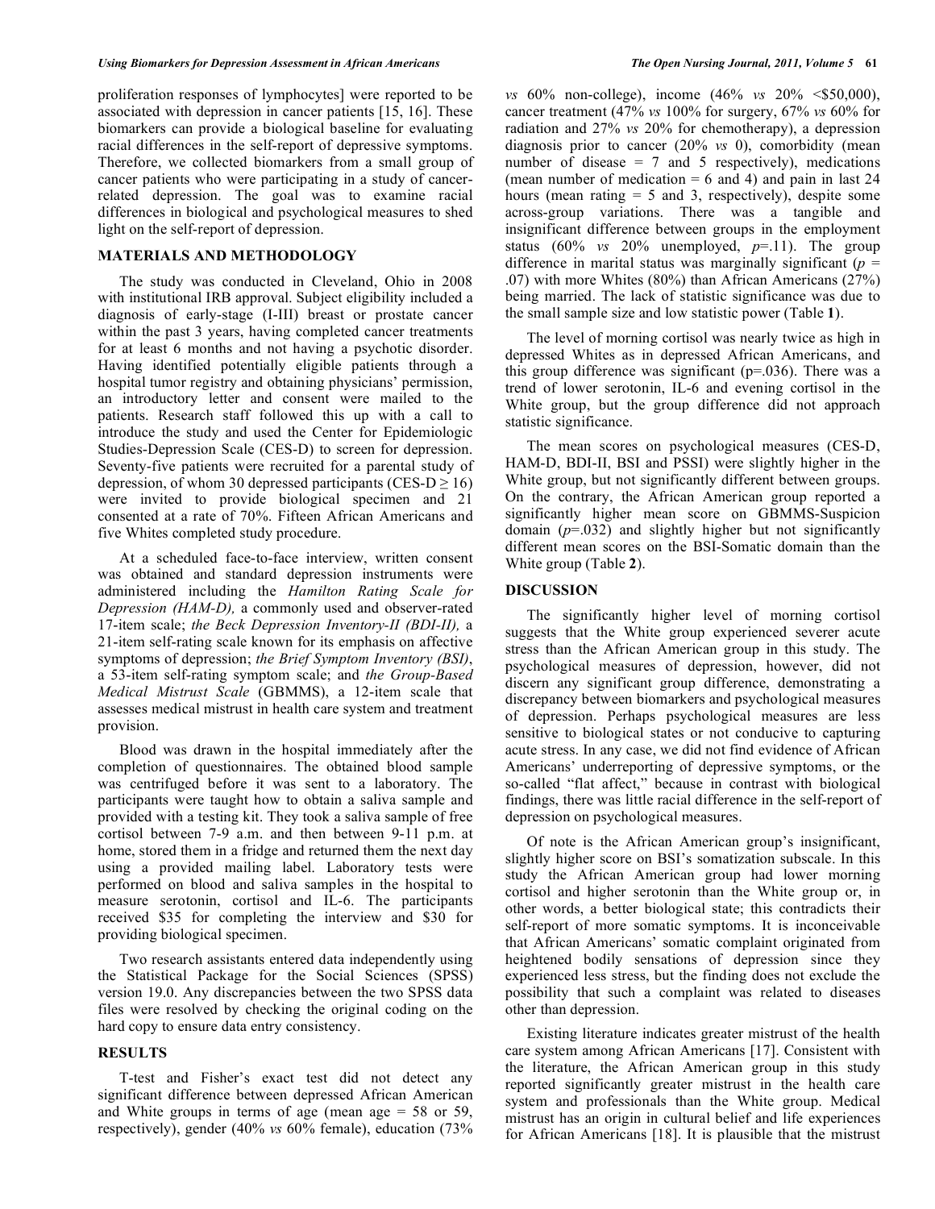proliferation responses of lymphocytes] were reported to be associated with depression in cancer patients [15, 16]. These biomarkers can provide a biological baseline for evaluating racial differences in the self-report of depressive symptoms. Therefore, we collected biomarkers from a small group of cancer patients who were participating in a study of cancer-related depression. The goal was to examine racial differences in biological and psychological measures to shed light on the self-report of depression.

## MATERIALS AND METHODOLOGY

The study was conducted in Cleveland, Ohio in 2008 with institutional IRB approval. Subject eligibility included a diagnosis of early-stage (I-III) breast or prostate cancer within the past 3 years, having completed cancer treatments for at least 6 months and not having a psychotic disorder. Having identified potentially eligible patients through a hospital tumor registry and obtaining physicians' permission, an introductory letter and consent were mailed to the patients. Research staff followed this up with a call to introduce the study and used the Center for Epidemiologic Studies-Depression Scale (CES-D) to screen for depression. Seventy-five patients were recruited for a parental study of depression, of whom 30 depressed participants (CES-D $\geq 16$) were invited to provide biological specimen and 21 consented at a rate of 70%. Fifteen African Americans and five Whites completed study procedure.

At a scheduled face-to-face interview, written consent was obtained and standard depression instruments were administered including the *Hamilton Rating Scale for Depression (HAM-D),* a commonly used and observer-rated 17-item scale; *the Beck Depression Inventory-II (BDI-II),* a 21-item self-rating scale known for its emphasis on affective symptoms of depression; *the Brief Symptom Inventory (BSI)*, a 53-item self-rating symptom scale; and *the Group-Based Medical Mistrust Scale* (GBMMS), a 12-item scale that assesses medical mistrust in health care system and treatment provision.

Blood was drawn in the hospital immediately after the completion of questionnaires. The obtained blood sample was centrifuged before it was sent to a laboratory. The participants were taught how to obtain a saliva sample and provided with a testing kit. They took a saliva sample of free cortisol between 7-9 a.m. and then between 9-11 p.m. at home, stored them in a fridge and returned them the next day using a provided mailing label. Laboratory tests were performed on blood and saliva samples in the hospital to measure serotonin, cortisol and IL-6. The participants received $35 for completing the interview and $30 for providing biological specimen.

Two research assistants entered data independently using the Statistical Package for the Social Sciences (SPSS) version 19.0. Any discrepancies between the two SPSS data files were resolved by checking the original coding on the hard copy to ensure data entry consistency.

## RESULTS

T-test and Fisher's exact test did not detect any significant difference between depressed African American and White groups in terms of age (mean age = 58 or 59, respectively), gender (40% *vs* 60% female), education (73% *vs* 60% non-college), income (46% *vs* 20% <$50,000), cancer treatment (47% *vs* 100% for surgery, 67% *vs* 60% for radiation and 27% *vs* 20% for chemotherapy), a depression diagnosis prior to cancer (20% *vs* 0), comorbidity (mean number of disease = 7 and 5 respectively), medications (mean number of medication = 6 and 4) and pain in last 24 hours (mean rating = 5 and 3, respectively), despite some across-group variations. There was a tangible and insignificant difference between groups in the employment status (60% *vs* 20% unemployed, $p$=.11). The group difference in marital status was marginally significant ($p$ = .07) with more Whites (80%) than African Americans (27%) being married. The lack of statistic significance was due to the small sample size and low statistic power (Table **1**).

The level of morning cortisol was nearly twice as high in depressed Whites as in depressed African Americans, and this group difference was significant (p=.036). There was a trend of lower serotonin, IL-6 and evening cortisol in the White group, but the group difference did not approach statistic significance.

The mean scores on psychological measures (CES-D, HAM-D, BDI-II, BSI and PSSI) were slightly higher in the White group, but not significantly different between groups. On the contrary, the African American group reported a significantly higher mean score on GBMMS-Suspicion domain ($p$=.032) and slightly higher but not significantly different mean scores on the BSI-Somatic domain than the White group (Table **2**).

## DISCUSSION

The significantly higher level of morning cortisol suggests that the White group experienced severer acute stress than the African American group in this study. The psychological measures of depression, however, did not discern any significant group difference, demonstrating a discrepancy between biomarkers and psychological measures of depression. Perhaps psychological measures are less sensitive to biological states or not conducive to capturing acute stress. In any case, we did not find evidence of African Americans' underreporting of depressive symptoms, or the so-called "flat affect," because in contrast with biological findings, there was little racial difference in the self-report of depression on psychological measures.

Of note is the African American group's insignificant, slightly higher score on BSI's somatization subscale. In this study the African American group had lower morning cortisol and higher serotonin than the White group or, in other words, a better biological state; this contradicts their self-report of more somatic symptoms. It is inconceivable that African Americans' somatic complaint originated from heightened bodily sensations of depression since they experienced less stress, but the finding does not exclude the possibility that such a complaint was related to diseases other than depression.

Existing literature indicates greater mistrust of the health care system among African Americans [17]. Consistent with the literature, the African American group in this study reported significantly greater mistrust in the health care system and professionals than the White group. Medical mistrust has an origin in cultural belief and life experiences for African Americans [18]. It is plausible that the mistrust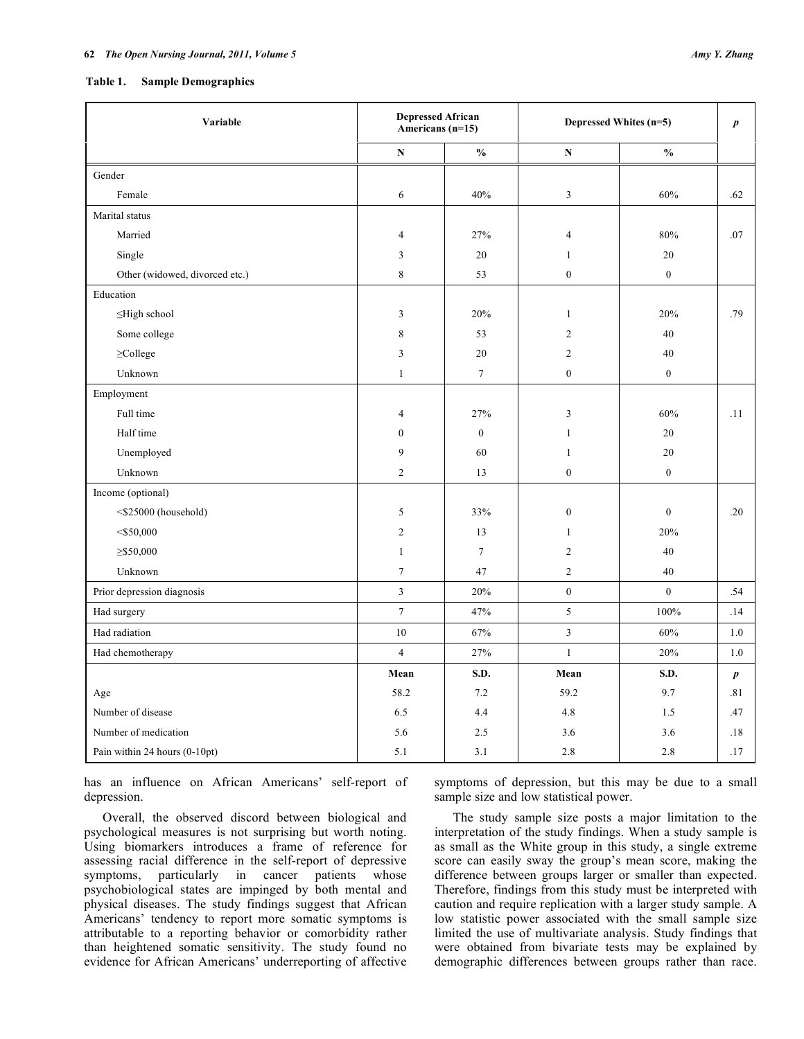**Table 1. Sample Demographics**

| Variable | Depressed African Americans (n=15) | | Depressed Whites (n=5) | | *p* |
|---|---|---|---|---|---|
| | N | % | N | % | |
| Gender | | | | | |
| Female | 6 | 40% | 3 | 60% | .62 |
| Marital status | | | | | |
| Married | 4 | 27% | 4 | 80% | .07 |
| Single | 3 | 20 | 1 | 20 | |
| Other (widowed, divorced etc.) | 8 | 53 | 0 | 0 | |
| Education | | | | | |
| ≤High school | 3 | 20% | 1 | 20% | .79 |
| Some college | 8 | 53 | 2 | 40 | |
| ≥College | 3 | 20 | 2 | 40 | |
| Unknown | 1 | 7 | 0 | 0 | |
| Employment | | | | | |
| Full time | 4 | 27% | 3 | 60% | .11 |
| Half time | 0 | 0 | 1 | 20 | |
| Unemployed | 9 | 60 | 1 | 20 | |
| Unknown | 2 | 13 | 0 | 0 | |
| Income (optional) | | | | | |
| <$25000 (household) | 5 | 33% | 0 | 0 | .20 |
| <$50,000 | 2 | 13 | 1 | 20% | |
| ≥$50,000 | 1 | 7 | 2 | 40 | |
| Unknown | 7 | 47 | 2 | 40 | |
| Prior depression diagnosis | 3 | 20% | 0 | 0 | .54 |
| Had surgery | 7 | 47% | 5 | 100% | .14 |
| Had radiation | 10 | 67% | 3 | 60% | 1.0 |
| Had chemotherapy | 4 | 27% | 1 | 20% | 1.0 |
| | **Mean** | **S.D.** | **Mean** | **S.D.** | ***p*** |
| Age | 58.2 | 7.2 | 59.2 | 9.7 | .81 |
| Number of disease | 6.5 | 4.4 | 4.8 | 1.5 | .47 |
| Number of medication | 5.6 | 2.5 | 3.6 | 3.6 | .18 |
| Pain within 24 hours (0-10pt) | 5.1 | 3.1 | 2.8 | 2.8 | .17 |

has an influence on African Americans' self-report of depression.

Overall, the observed discord between biological and psychological measures is not surprising but worth noting. Using biomarkers introduces a frame of reference for assessing racial difference in the self-report of depressive symptoms, particularly in cancer patients whose psychobiological states are impinged by both mental and physical diseases. The study findings suggest that African Americans' tendency to report more somatic symptoms is attributable to a reporting behavior or comorbidity rather than heightened somatic sensitivity. The study found no evidence for African Americans' underreporting of affective symptoms of depression, but this may be due to a small sample size and low statistical power.

The study sample size posts a major limitation to the interpretation of the study findings. When a study sample is as small as the White group in this study, a single extreme score can easily sway the group's mean score, making the difference between groups larger or smaller than expected. Therefore, findings from this study must be interpreted with caution and require replication with a larger study sample. A low statistic power associated with the small sample size limited the use of multivariate analysis. Study findings that were obtained from bivariate tests may be explained by demographic differences between groups rather than race.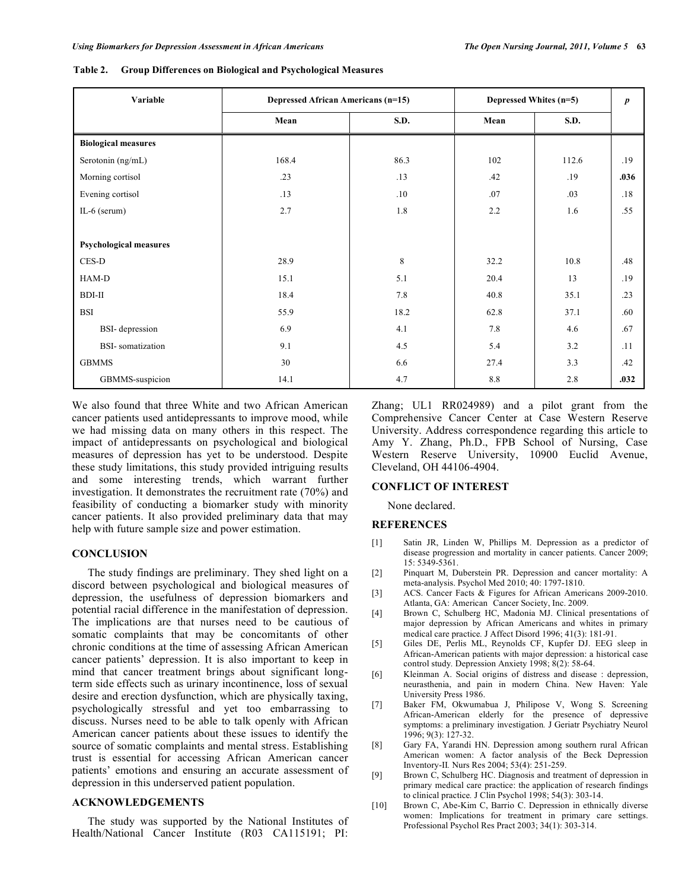**Table 2. Group Differences on Biological and Psychological Measures**

| Variable | Depressed African Americans (n=15) | | Depressed Whites (n=5) | | *p* |
|---|---|---|---|---|---|
| | Mean | S.D. | Mean | S.D. | |
| **Biological measures** | | | | | |
| Serotonin (ng/mL) | 168.4 | 86.3 | 102 | 112.6 | .19 |
| Morning cortisol | .23 | .13 | .42 | .19 | **.036** |
| Evening cortisol | .13 | .10 | .07 | .03 | .18 |
| IL-6 (serum) | 2.7 | 1.8 | 2.2 | 1.6 | .55 |
| **Psychological measures** | | | | | |
| CES-D | 28.9 | 8 | 32.2 | 10.8 | .48 |
| HAM-D | 15.1 | 5.1 | 20.4 | 13 | .19 |
| BDI-II | 18.4 | 7.8 | 40.8 | 35.1 | .23 |
| BSI | 55.9 | 18.2 | 62.8 | 37.1 | .60 |
| BSI- depression | 6.9 | 4.1 | 7.8 | 4.6 | .67 |
| BSI- somatization | 9.1 | 4.5 | 5.4 | 3.2 | .11 |
| GBMMS | 30 | 6.6 | 27.4 | 3.3 | .42 |
| GBMMS-suspicion | 14.1 | 4.7 | 8.8 | 2.8 | **.032** |

We also found that three White and two African American cancer patients used antidepressants to improve mood, while we had missing data on many others in this respect. The impact of antidepressants on psychological and biological measures of depression has yet to be understood. Despite these study limitations, this study provided intriguing results and some interesting trends, which warrant further investigation. It demonstrates the recruitment rate (70%) and feasibility of conducting a biomarker study with minority cancer patients. It also provided preliminary data that may help with future sample size and power estimation.

## CONCLUSION

The study findings are preliminary. They shed light on a discord between psychological and biological measures of depression, the usefulness of depression biomarkers and potential racial difference in the manifestation of depression. The implications are that nurses need to be cautious of somatic complaints that may be concomitants of other chronic conditions at the time of assessing African American cancer patients' depression. It is also important to keep in mind that cancer treatment brings about significant long-term side effects such as urinary incontinence, loss of sexual desire and erection dysfunction, which are physically taxing, psychologically stressful and yet too embarrassing to discuss. Nurses need to be able to talk openly with African American cancer patients about these issues to identify the source of somatic complaints and mental stress. Establishing trust is essential for accessing African American cancer patients' emotions and ensuring an accurate assessment of depression in this underserved patient population.

## ACKNOWLEDGEMENTS

The study was supported by the National Institutes of Health/National Cancer Institute (R03 CA115191; PI: Zhang; UL1 RR024989) and a pilot grant from the Comprehensive Cancer Center at Case Western Reserve University. Address correspondence regarding this article to Amy Y. Zhang, Ph.D., FPB School of Nursing, Case Western Reserve University, 10900 Euclid Avenue, Cleveland, OH 44106-4904.

## CONFLICT OF INTEREST

None declared.

## REFERENCES

[1] Satin JR, Linden W, Phillips M. Depression as a predictor of disease progression and mortality in cancer patients. Cancer 2009; 15: 5349-5361.

[2] Pinquart M, Duberstein PR. Depression and cancer mortality: A meta-analysis. Psychol Med 2010; 40: 1797-1810.

[3] ACS. Cancer Facts & Figures for African Americans 2009-2010. Atlanta, GA: American Cancer Society, Inc. 2009.

[4] Brown C, Schulberg HC, Madonia MJ. Clinical presentations of major depression by African Americans and whites in primary medical care practice. J Affect Disord 1996; 41(3): 181-91.

[5] Giles DE, Perlis ML, Reynolds CF, Kupfer DJ. EEG sleep in African-American patients with major depression: a historical case control study. Depression Anxiety 1998; 8(2): 58-64.

[6] Kleinman A. Social origins of distress and disease : depression, neurasthenia, and pain in modern China. New Haven: Yale University Press 1986.

[7] Baker FM, Okwumabua J, Philipose V, Wong S. Screening African-American elderly for the presence of depressive symptoms: a preliminary investigation. J Geriatr Psychiatry Neurol 1996; 9(3): 127-32.

[8] Gary FA, Yarandi HN. Depression among southern rural African American women: A factor analysis of the Beck Depression Inventory-II. Nurs Res 2004; 53(4): 251-259.

[9] Brown C, Schulberg HC. Diagnosis and treatment of depression in primary medical care practice: the application of research findings to clinical practice. J Clin Psychol 1998; 54(3): 303-14.

[10] Brown C, Abe-Kim C, Barrio C. Depression in ethnically diverse women: Implications for treatment in primary care settings. Professional Psychol Res Pract 2003; 34(1): 303-314.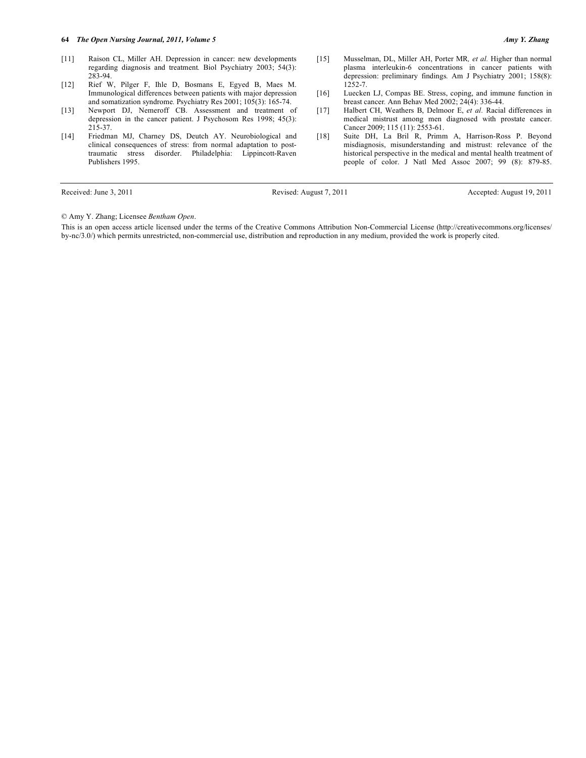[11] Raison CL, Miller AH. Depression in cancer: new developments regarding diagnosis and treatment. Biol Psychiatry 2003; 54(3): 283-94.

[12] Rief W, Pilger F, Ihle D, Bosmans E, Egyed B, Maes M. Immunological differences between patients with major depression and somatization syndrome. Psychiatry Res 2001; 105(3): 165-74.

[13] Newport DJ, Nemeroff CB. Assessment and treatment of depression in the cancer patient. J Psychosom Res 1998; 45(3): 215-37.

[14] Friedman MJ, Charney DS, Deutch AY. Neurobiological and clinical consequences of stress: from normal adaptation to post-traumatic stress disorder. Philadelphia: Lippincott-Raven Publishers 1995.

[15] Musselman, DL, Miller AH, Porter MR, *et al.* Higher than normal plasma interleukin-6 concentrations in cancer patients with depression: preliminary findings. Am J Psychiatry 2001; 158(8): 1252-7.

[16] Luecken LJ, Compas BE. Stress, coping, and immune function in breast cancer. Ann Behav Med 2002; 24(4): 336-44.

[17] Halbert CH, Weathers B, Delmoor E, *et al.* Racial differences in medical mistrust among men diagnosed with prostate cancer. Cancer 2009; 115 (11): 2553-61.

[18] Suite DH, La Bril R, Primm A, Harrison-Ross P. Beyond misdiagnosis, misunderstanding and mistrust: relevance of the historical perspective in the medical and mental health treatment of people of color. J Natl Med Assoc 2007; 99 (8): 879-85.

---

Received: June 3, 2011    Revised: August 7, 2011    Accepted: August 19, 2011

© Amy Y. Zhang; Licensee *Bentham Open*.

This is an open access article licensed under the terms of the Creative Commons Attribution Non-Commercial License (http://creativecommons.org/licenses/by-nc/3.0/) which permits unrestricted, non-commercial use, distribution and reproduction in any medium, provided the work is properly cited.